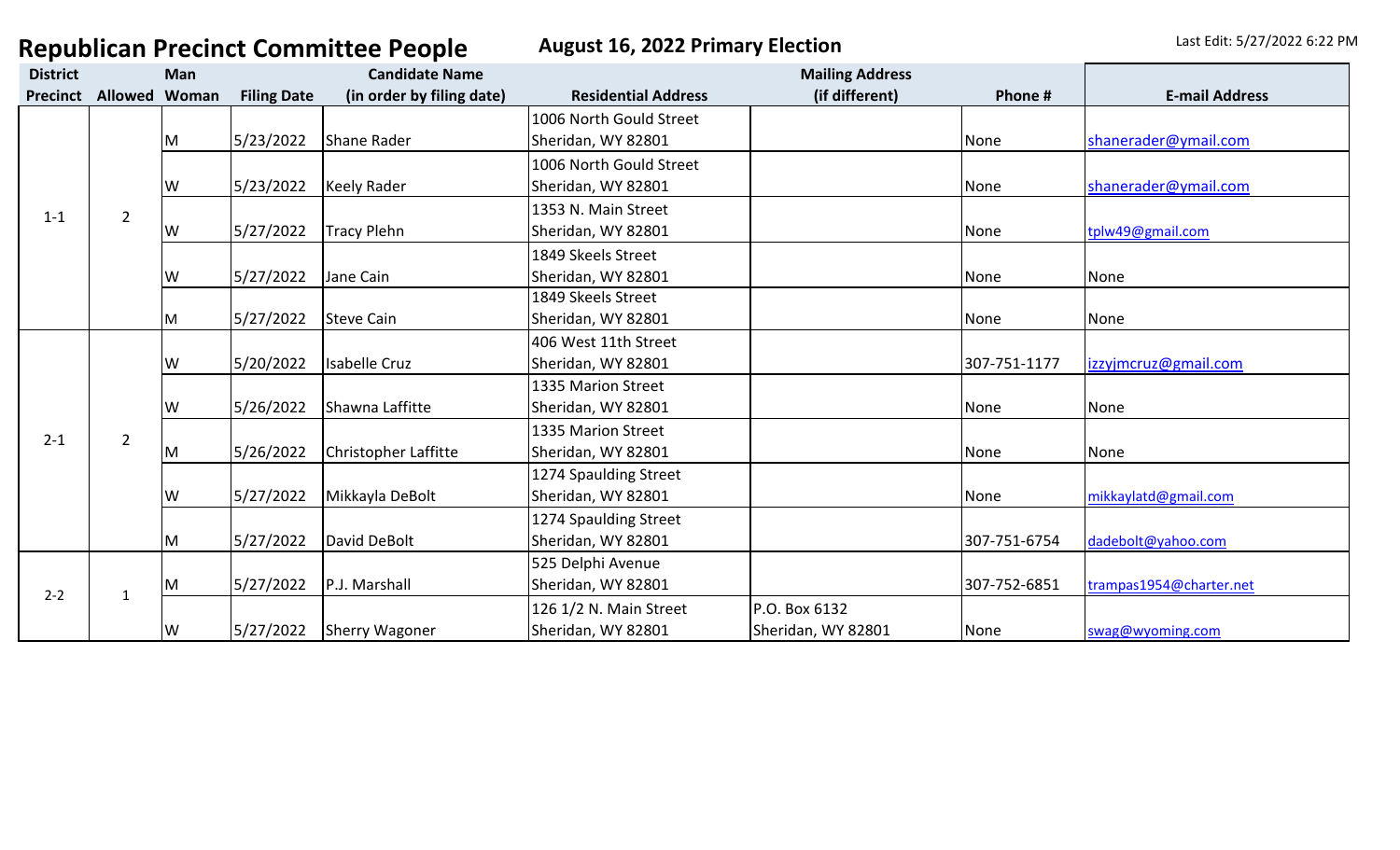# Republican Precinct Committee People

**August 16, 2022 Primary Election**

Last Edit: 5/27/2022 6:22 PM

| District Precinct | Allowed | Man Woman | Filing Date | Candidate Name (in order by filing date) | Residential Address | Mailing Address (if different) | Phone # | E-mail Address |
|---|---|---|---|---|---|---|---|---|
| 1-1 | 2 | M | 5/23/2022 | Shane Rader | 1006 North Gould Street Sheridan, WY 82801 | | None | shanerader@ymail.com |
| | | W | 5/23/2022 | Keely Rader | 1006 North Gould Street Sheridan, WY 82801 | | None | shanerader@ymail.com |
| | | W | 5/27/2022 | Tracy Plehn | 1353 N. Main Street Sheridan, WY 82801 | | None | tplw49@gmail.com |
| | | W | 5/27/2022 | Jane Cain | 1849 Skeels Street Sheridan, WY 82801 | | None | None |
| | | M | 5/27/2022 | Steve Cain | 1849 Skeels Street Sheridan, WY 82801 | | None | None |
| 2-1 | 2 | W | 5/20/2022 | Isabelle Cruz | 406 West 11th Street Sheridan, WY 82801 | | 307-751-1177 | izzyjmcruz@gmail.com |
| | | W | 5/26/2022 | Shawna Laffitte | 1335 Marion Street Sheridan, WY 82801 | | None | None |
| | | M | 5/26/2022 | Christopher Laffitte | 1335 Marion Street Sheridan, WY 82801 | | None | None |
| | | W | 5/27/2022 | Mikkayla DeBolt | 1274 Spaulding Street Sheridan, WY 82801 | | None | mikkaylatd@gmail.com |
| | | M | 5/27/2022 | David DeBolt | 1274 Spaulding Street Sheridan, WY 82801 | | 307-751-6754 | dadebolt@yahoo.com |
| 2-2 | 1 | M | 5/27/2022 | P.J. Marshall | 525 Delphi Avenue Sheridan, WY 82801 | | 307-752-6851 | trampas1954@charter.net |
| | | W | 5/27/2022 | Sherry Wagoner | 126 1/2 N. Main Street Sheridan, WY 82801 | P.O. Box 6132 Sheridan, WY 82801 | None | swag@wyoming.com |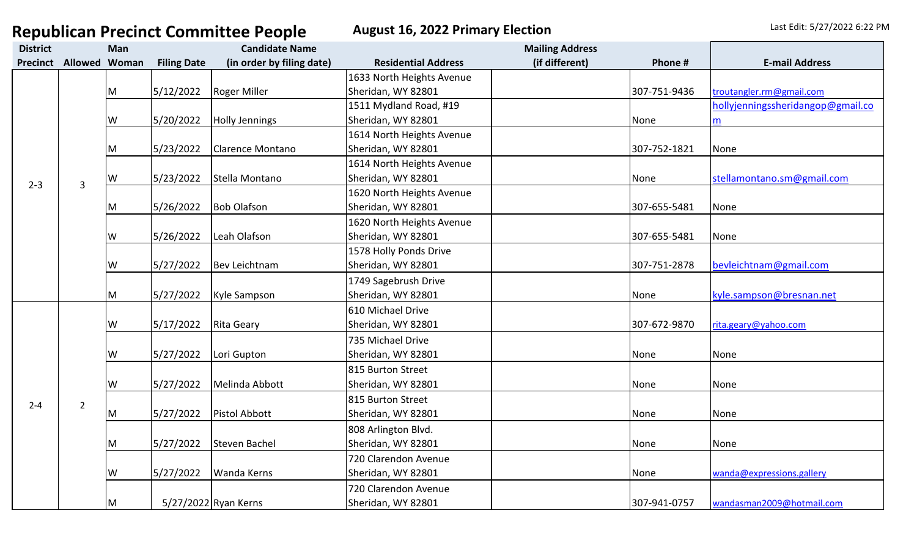# Republican Precinct Committee People

## August 16, 2022 Primary Election

Last Edit: 5/27/2022 6:22 PM

| District Precinct | Allowed | Man Woman | Filing Date | Candidate Name (in order by filing date) | Residential Address | Mailing Address (if different) | Phone # | E-mail Address |
|---|---|---|---|---|---|---|---|---|
| 2-3 | 3 | M | 5/12/2022 | Roger Miller | 1633 North Heights Avenue Sheridan, WY 82801 | | 307-751-9436 | troutangler.rm@gmail.com |
| | | W | 5/20/2022 | Holly Jennings | 1511 Mydland Road, #19 Sheridan, WY 82801 | | None | hollyjenningssheridangop@gmail.com |
| | | M | 5/23/2022 | Clarence Montano | 1614 North Heights Avenue Sheridan, WY 82801 | | 307-752-1821 | None |
| | | W | 5/23/2022 | Stella Montano | 1614 North Heights Avenue Sheridan, WY 82801 | | None | stellamontano.sm@gmail.com |
| | | M | 5/26/2022 | Bob Olafson | 1620 North Heights Avenue Sheridan, WY 82801 | | 307-655-5481 | None |
| | | W | 5/26/2022 | Leah Olafson | 1620 North Heights Avenue Sheridan, WY 82801 | | 307-655-5481 | None |
| | | W | 5/27/2022 | Bev Leichtnam | 1578 Holly Ponds Drive Sheridan, WY 82801 | | 307-751-2878 | bevleichtnam@gmail.com |
| | | M | 5/27/2022 | Kyle Sampson | 1749 Sagebrush Drive Sheridan, WY 82801 | | None | kyle.sampson@bresnan.net |
| 2-4 | 2 | W | 5/17/2022 | Rita Geary | 610 Michael Drive Sheridan, WY 82801 | | 307-672-9870 | rita.geary@yahoo.com |
| | | W | 5/27/2022 | Lori Gupton | 735 Michael Drive Sheridan, WY 82801 | | None | None |
| | | W | 5/27/2022 | Melinda Abbott | 815 Burton Street Sheridan, WY 82801 | | None | None |
| | | M | 5/27/2022 | Pistol Abbott | 815 Burton Street Sheridan, WY 82801 | | None | None |
| | | M | 5/27/2022 | Steven Bachel | 808 Arlington Blvd. Sheridan, WY 82801 | | None | None |
| | | W | 5/27/2022 | Wanda Kerns | 720 Clarendon Avenue Sheridan, WY 82801 | | None | wanda@expressions.gallery |
| | | M | 5/27/2022 | Ryan Kerns | 720 Clarendon Avenue Sheridan, WY 82801 | | 307-941-0757 | wandasman2009@hotmail.com |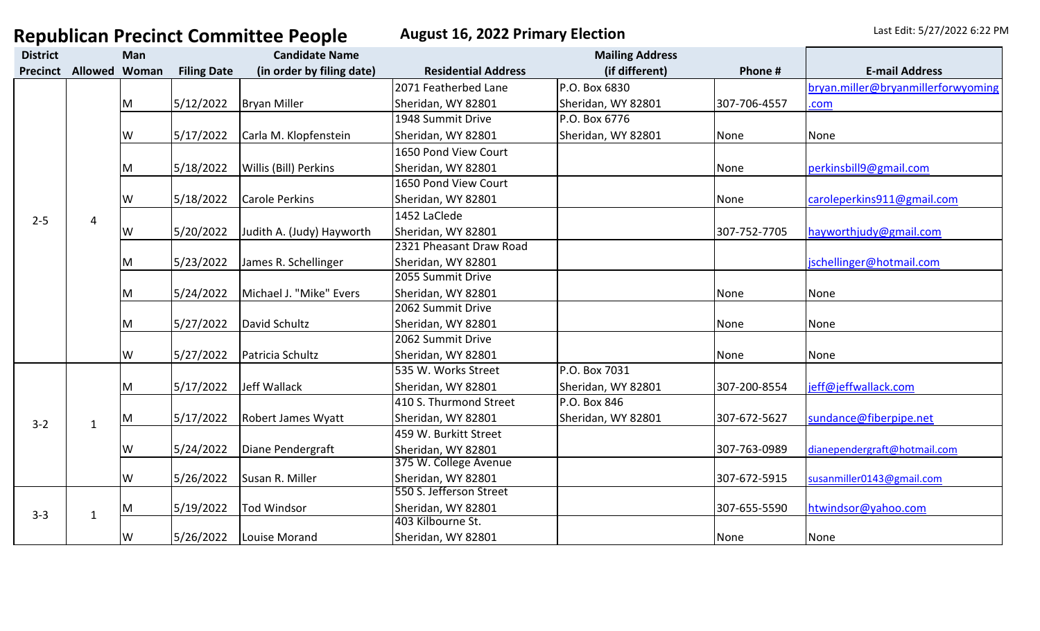# Republican Precinct Committee People

**August 16, 2022 Primary Election**

Last Edit: 5/27/2022 6:22 PM

| District Precinct | Allowed | Man Woman | Filing Date | Candidate Name (in order by filing date) | Residential Address | Mailing Address (if different) | Phone # | E-mail Address |
|---|---|---|---|---|---|---|---|---|
| 2-5 | 4 | M | 5/12/2022 | Bryan Miller | 2071 Featherbed Lane Sheridan, WY 82801 | P.O. Box 6830 Sheridan, WY 82801 | 307-706-4557 | bryan.miller@bryanmillerforwyoming.com |
| | | W | 5/17/2022 | Carla M. Klopfenstein | 1948 Summit Drive Sheridan, WY 82801 | P.O. Box 6776 Sheridan, WY 82801 | None | None |
| | | M | 5/18/2022 | Willis (Bill) Perkins | 1650 Pond View Court Sheridan, WY 82801 | | None | perkinsbill9@gmail.com |
| | | W | 5/18/2022 | Carole Perkins | 1650 Pond View Court Sheridan, WY 82801 | | None | caroleperkins911@gmail.com |
| | | W | 5/20/2022 | Judith A. (Judy) Hayworth | 1452 LaClede Sheridan, WY 82801 | | 307-752-7705 | hayworthjudy@gmail.com |
| | | M | 5/23/2022 | James R. Schellinger | 2321 Pheasant Draw Road Sheridan, WY 82801 | | | jschellinger@hotmail.com |
| | | M | 5/24/2022 | Michael J. "Mike" Evers | 2055 Summit Drive Sheridan, WY 82801 | | None | None |
| | | M | 5/27/2022 | David Schultz | 2062 Summit Drive Sheridan, WY 82801 | | None | None |
| | | W | 5/27/2022 | Patricia Schultz | 2062 Summit Drive Sheridan, WY 82801 | | None | None |
| 3-2 | 1 | M | 5/17/2022 | Jeff Wallack | 535 W. Works Street Sheridan, WY 82801 | P.O. Box 7031 Sheridan, WY 82801 | 307-200-8554 | jeff@jeffwallack.com |
| | | M | 5/17/2022 | Robert James Wyatt | 410 S. Thurmond Street Sheridan, WY 82801 | P.O. Box 846 Sheridan, WY 82801 | 307-672-5627 | sundance@fiberpipe.net |
| | | W | 5/24/2022 | Diane Pendergraft | 459 W. Burkitt Street Sheridan, WY 82801 | | 307-763-0989 | dianependergraft@hotmail.com |
| | | W | 5/26/2022 | Susan R. Miller | 375 W. College Avenue Sheridan, WY 82801 | | 307-672-5915 | susanmiller0143@gmail.com |
| 3-3 | 1 | M | 5/19/2022 | Tod Windsor | 550 S. Jefferson Street Sheridan, WY 82801 | | 307-655-5590 | htwindsor@yahoo.com |
| | | W | 5/26/2022 | Louise Morand | 403 Kilbourne St. Sheridan, WY 82801 | | None | None |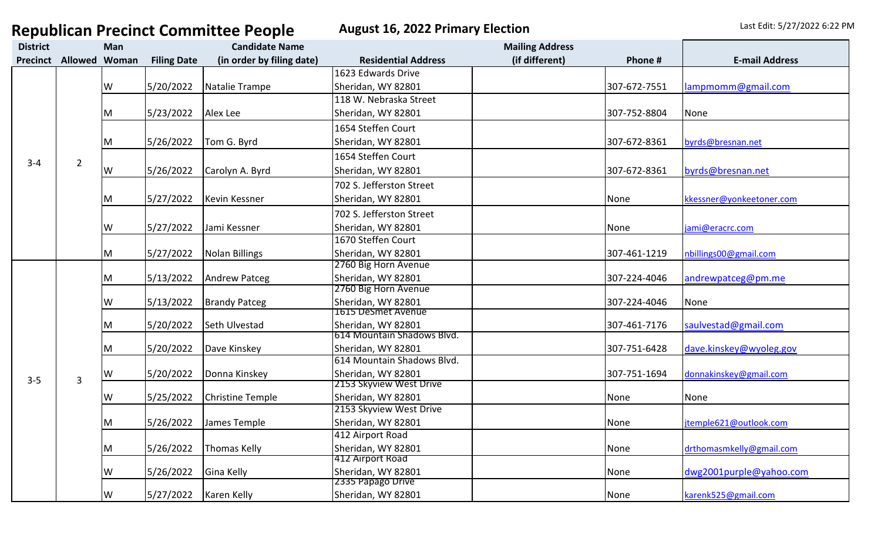# Republican Precinct Committee People

## August 16, 2022 Primary Election

Last Edit: 5/27/2022 6:22 PM

| District Precinct | Allowed | Man Woman | Filing Date | Candidate Name (in order by filing date) | Residential Address | Mailing Address (if different) | Phone # | E-mail Address |
|---|---|---|---|---|---|---|---|---|
| 3-4 | 2 | W | 5/20/2022 | Natalie Trampe | 1623 Edwards Drive Sheridan, WY 82801 | | 307-672-7551 | lampmomm@gmail.com |
| | | M | 5/23/2022 | Alex Lee | 118 W. Nebraska Street Sheridan, WY 82801 | | 307-752-8804 | None |
| | | M | 5/26/2022 | Tom G. Byrd | 1654 Steffen Court Sheridan, WY 82801 | | 307-672-8361 | byrds@bresnan.net |
| | | W | 5/26/2022 | Carolyn A. Byrd | 1654 Steffen Court Sheridan, WY 82801 | | 307-672-8361 | byrds@bresnan.net |
| | | M | 5/27/2022 | Kevin Kessner | 702 S. Jefferston Street Sheridan, WY 82801 | | None | kkessner@yonkeetoner.com |
| | | W | 5/27/2022 | Jami Kessner | 702 S. Jefferston Street Sheridan, WY 82801 | | None | jami@eracrc.com |
| | | M | 5/27/2022 | Nolan Billings | 1670 Steffen Court Sheridan, WY 82801 | | 307-461-1219 | nbillings00@gmail.com |
| 3-5 | 3 | M | 5/13/2022 | Andrew Patceg | 2760 Big Horn Avenue Sheridan, WY 82801 | | 307-224-4046 | andrewpatceg@pm.me |
| | | W | 5/13/2022 | Brandy Patceg | 2760 Big Horn Avenue Sheridan, WY 82801 | | 307-224-4046 | None |
| | | M | 5/20/2022 | Seth Ulvestad | 1615 DeSmet Avenue Sheridan, WY 82801 | | 307-461-7176 | saulvestad@gmail.com |
| | | M | 5/20/2022 | Dave Kinskey | 614 Mountain Shadows Blvd. Sheridan, WY 82801 | | 307-751-6428 | dave.kinskey@wyoleg.gov |
| | | W | 5/20/2022 | Donna Kinskey | 614 Mountain Shadows Blvd. Sheridan, WY 82801 | | 307-751-1694 | donnakinskey@gmail.com |
| | | W | 5/25/2022 | Christine Temple | 2153 Skyview West Drive Sheridan, WY 82801 | | None | None |
| | | M | 5/26/2022 | James Temple | 2153 Skyview West Drive Sheridan, WY 82801 | | None | jtemple621@outlook.com |
| | | M | 5/26/2022 | Thomas Kelly | 412 Airport Road Sheridan, WY 82801 | | None | drthomasmkelly@gmail.com |
| | | W | 5/26/2022 | Gina Kelly | 412 Airport Road Sheridan, WY 82801 | | None | dwg2001purple@yahoo.com |
| | | W | 5/27/2022 | Karen Kelly | 2335 Papago Drive Sheridan, WY 82801 | | None | karenk525@gmail.com |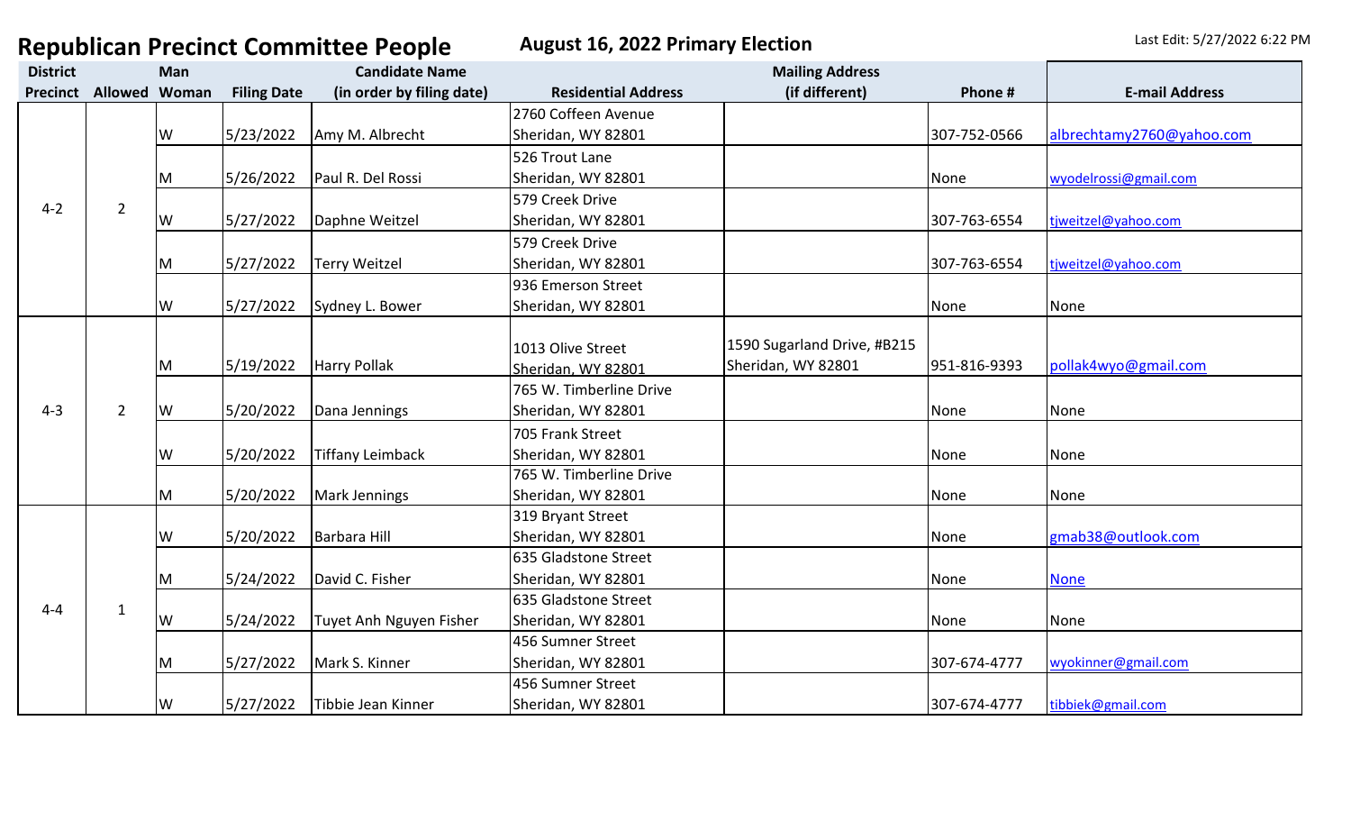# Republican Precinct Committee People

## August 16, 2022 Primary Election

Last Edit: 5/27/2022 6:22 PM

| District Precinct | Allowed | Man Woman | Filing Date | Candidate Name (in order by filing date) | Residential Address | Mailing Address (if different) | Phone # | E-mail Address |
|---|---|---|---|---|---|---|---|---|
| 4-2 | 2 | W | 5/23/2022 | Amy M. Albrecht | 2760 Coffeen Avenue Sheridan, WY 82801 | | 307-752-0566 | albrechtamy2760@yahoo.com |
| | | M | 5/26/2022 | Paul R. Del Rossi | 526 Trout Lane Sheridan, WY 82801 | | None | wyodelrossi@gmail.com |
| | | W | 5/27/2022 | Daphne Weitzel | 579 Creek Drive Sheridan, WY 82801 | | 307-763-6554 | tjweitzel@yahoo.com |
| | | M | 5/27/2022 | Terry Weitzel | 579 Creek Drive Sheridan, WY 82801 | | 307-763-6554 | tjweitzel@yahoo.com |
| | | W | 5/27/2022 | Sydney L. Bower | 936 Emerson Street Sheridan, WY 82801 | | None | None |
| 4-3 | 2 | M | 5/19/2022 | Harry Pollak | 1013 Olive Street Sheridan, WY 82801 | 1590 Sugarland Drive, #B215 Sheridan, WY 82801 | 951-816-9393 | pollak4wyo@gmail.com |
| | | W | 5/20/2022 | Dana Jennings | 765 W. Timberline Drive Sheridan, WY 82801 | | None | None |
| | | W | 5/20/2022 | Tiffany Leimback | 705 Frank Street Sheridan, WY 82801 | | None | None |
| | | M | 5/20/2022 | Mark Jennings | 765 W. Timberline Drive Sheridan, WY 82801 | | None | None |
| 4-4 | 1 | W | 5/20/2022 | Barbara Hill | 319 Bryant Street Sheridan, WY 82801 | | None | gmab38@outlook.com |
| | | M | 5/24/2022 | David C. Fisher | 635 Gladstone Street Sheridan, WY 82801 | | None | None |
| | | W | 5/24/2022 | Tuyet Anh Nguyen Fisher | 635 Gladstone Street Sheridan, WY 82801 | | None | None |
| | | M | 5/27/2022 | Mark S. Kinner | 456 Sumner Street Sheridan, WY 82801 | | 307-674-4777 | wyokinner@gmail.com |
| | | W | 5/27/2022 | Tibbie Jean Kinner | 456 Sumner Street Sheridan, WY 82801 | | 307-674-4777 | tibbiek@gmail.com |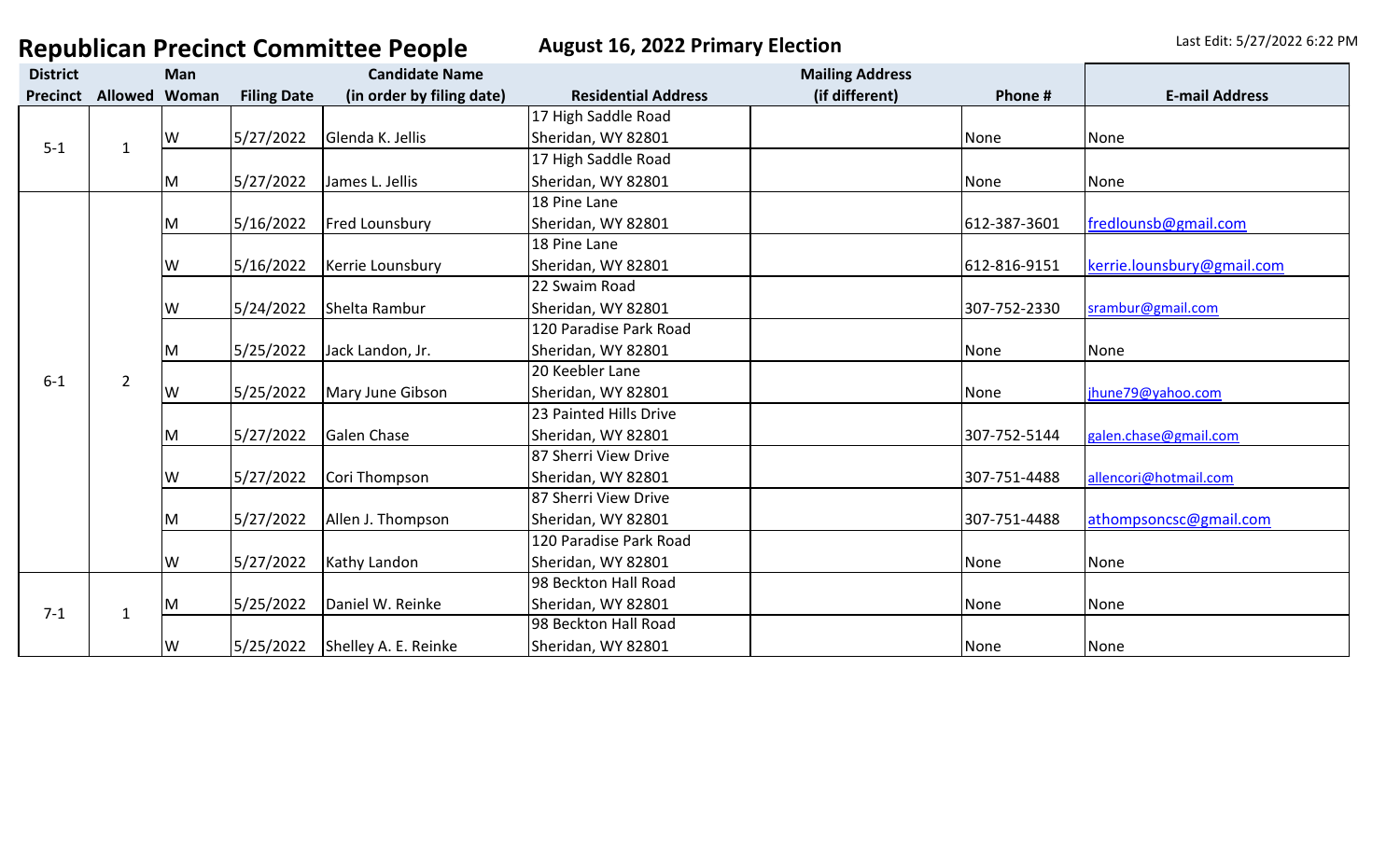# Republican Precinct Committee People

## August 16, 2022 Primary Election

Last Edit: 5/27/2022 6:22 PM

| District Precinct | Allowed | Man Woman | Filing Date | Candidate Name (in order by filing date) | Residential Address | Mailing Address (if different) | Phone # | E-mail Address |
|---|---|---|---|---|---|---|---|---|
| 5-1 | 1 | W | 5/27/2022 | Glenda K. Jellis | 17 High Saddle Road Sheridan, WY 82801 | | None | None |
| | | M | 5/27/2022 | James L. Jellis | 17 High Saddle Road Sheridan, WY 82801 | | None | None |
| 6-1 | 2 | M | 5/16/2022 | Fred Lounsbury | 18 Pine Lane Sheridan, WY 82801 | | 612-387-3601 | fredlounsb@gmail.com |
| | | W | 5/16/2022 | Kerrie Lounsbury | 18 Pine Lane Sheridan, WY 82801 | | 612-816-9151 | kerrie.lounsbury@gmail.com |
| | | W | 5/24/2022 | Shelta Rambur | 22 Swaim Road Sheridan, WY 82801 | | 307-752-2330 | srambur@gmail.com |
| | | M | 5/25/2022 | Jack Landon, Jr. | 120 Paradise Park Road Sheridan, WY 82801 | | None | None |
| | | W | 5/25/2022 | Mary June Gibson | 20 Keebler Lane Sheridan, WY 82801 | | None | jhune79@yahoo.com |
| | | M | 5/27/2022 | Galen Chase | 23 Painted Hills Drive Sheridan, WY 82801 | | 307-752-5144 | galen.chase@gmail.com |
| | | W | 5/27/2022 | Cori Thompson | 87 Sherri View Drive Sheridan, WY 82801 | | 307-751-4488 | allencori@hotmail.com |
| | | M | 5/27/2022 | Allen J. Thompson | 87 Sherri View Drive Sheridan, WY 82801 | | 307-751-4488 | athompsoncsc@gmail.com |
| | | W | 5/27/2022 | Kathy Landon | 120 Paradise Park Road Sheridan, WY 82801 | | None | None |
| 7-1 | 1 | M | 5/25/2022 | Daniel W. Reinke | 98 Beckton Hall Road Sheridan, WY 82801 | | None | None |
| | | W | 5/25/2022 | Shelley A. E. Reinke | 98 Beckton Hall Road Sheridan, WY 82801 | | None | None |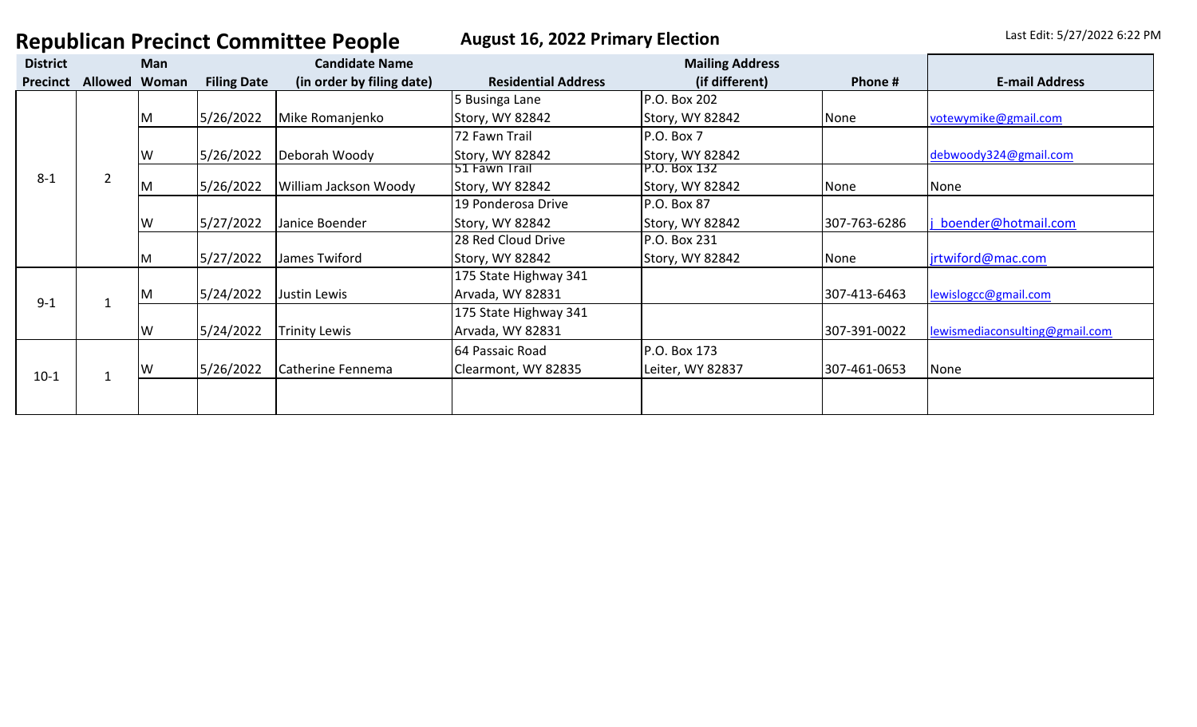# Republican Precinct Committee People

**August 16, 2022 Primary Election**

Last Edit: 5/27/2022 6:22 PM

| District Precinct | Allowed | Man Woman | Filing Date | Candidate Name (in order by filing date) | Residential Address | Mailing Address (if different) | Phone # | E-mail Address |
|---|---|---|---|---|---|---|---|---|
| 8-1 | 2 | M | 5/26/2022 | Mike Romanjenko | 5 Businga Lane Story, WY 82842 | P.O. Box 202 Story, WY 82842 | None | votewymike@gmail.com |
| | | W | 5/26/2022 | Deborah Woody | 72 Fawn Trail Story, WY 82842 | P.O. Box 7 Story, WY 82842 | | debwoody324@gmail.com |
| | | M | 5/26/2022 | William Jackson Woody | 51 Fawn Trail Story, WY 82842 | P.O. Box 132 Story, WY 82842 | None | None |
| | | W | 5/27/2022 | Janice Boender | 19 Ponderosa Drive Story, WY 82842 | P.O. Box 87 Story, WY 82842 | 307-763-6286 | j_boender@hotmail.com |
| | | M | 5/27/2022 | James Twiford | 28 Red Cloud Drive Story, WY 82842 | P.O. Box 231 Story, WY 82842 | None | jrtwiford@mac.com |
| 9-1 | 1 | M | 5/24/2022 | Justin Lewis | 175 State Highway 341 Arvada, WY 82831 | | 307-413-6463 | lewislogcc@gmail.com |
| | | W | 5/24/2022 | Trinity Lewis | 175 State Highway 341 Arvada, WY 82831 | | 307-391-0022 | lewismediaconsulting@gmail.com |
| 10-1 | 1 | W | 5/26/2022 | Catherine Fennema | 64 Passaic Road Clearmont, WY 82835 | P.O. Box 173 Leiter, WY 82837 | 307-461-0653 | None |
| | | | | | | | | |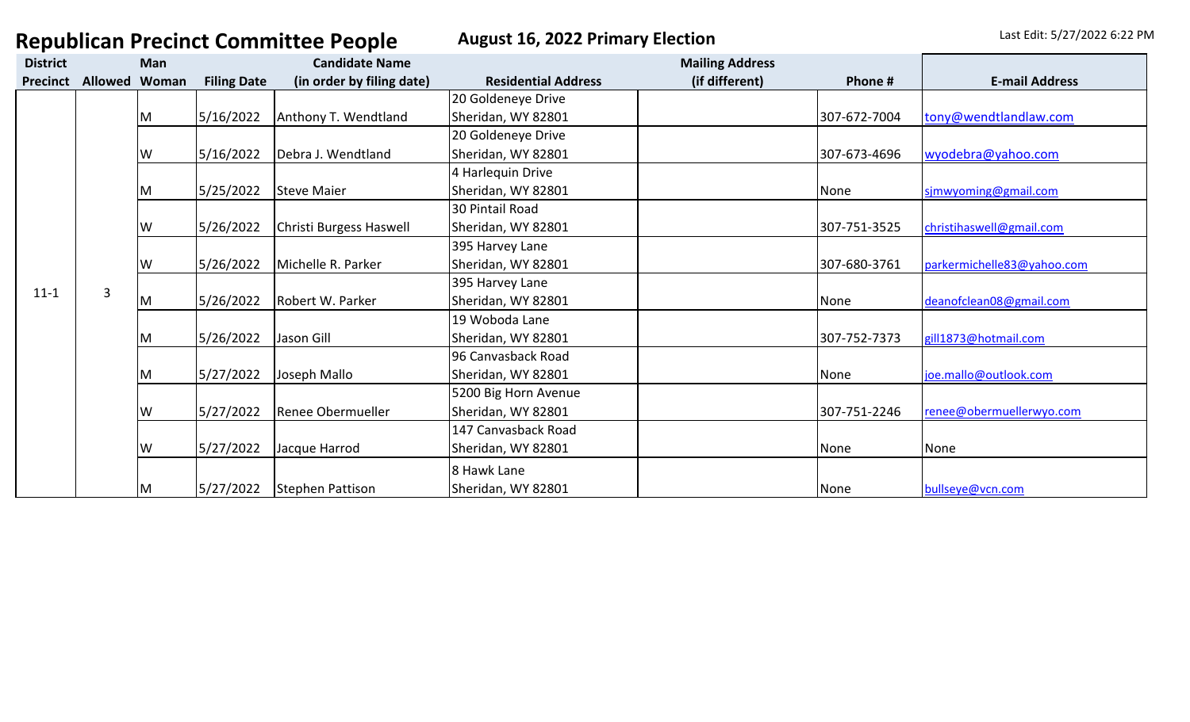# Republican Precinct Committee People

## August 16, 2022 Primary Election

Last Edit: 5/27/2022 6:22 PM

| District Precinct | Allowed | Man Woman | Filing Date | Candidate Name (in order by filing date) | Residential Address | Mailing Address (if different) | Phone # | E-mail Address |
|---|---|---|---|---|---|---|---|---|
| 11-1 | 3 | M | 5/16/2022 | Anthony T. Wendtland | 20 Goldeneye Drive Sheridan, WY 82801 | | 307-672-7004 | tony@wendtlandlaw.com |
| | | W | 5/16/2022 | Debra J. Wendtland | 20 Goldeneye Drive Sheridan, WY 82801 | | 307-673-4696 | wyodebra@yahoo.com |
| | | M | 5/25/2022 | Steve Maier | 4 Harlequin Drive Sheridan, WY 82801 | | None | sjmwyoming@gmail.com |
| | | W | 5/26/2022 | Christi Burgess Haswell | 30 Pintail Road Sheridan, WY 82801 | | 307-751-3525 | christihaswell@gmail.com |
| | | W | 5/26/2022 | Michelle R. Parker | 395 Harvey Lane Sheridan, WY 82801 | | 307-680-3761 | parkermichelle83@yahoo.com |
| | | M | 5/26/2022 | Robert W. Parker | 395 Harvey Lane Sheridan, WY 82801 | | None | deanofclean08@gmail.com |
| | | M | 5/26/2022 | Jason Gill | 19 Woboda Lane Sheridan, WY 82801 | | 307-752-7373 | gill1873@hotmail.com |
| | | M | 5/27/2022 | Joseph Mallo | 96 Canvasback Road Sheridan, WY 82801 | | None | joe.mallo@outlook.com |
| | | W | 5/27/2022 | Renee Obermueller | 5200 Big Horn Avenue Sheridan, WY 82801 | | 307-751-2246 | renee@obermuellerwyo.com |
| | | W | 5/27/2022 | Jacque Harrod | 147 Canvasback Road Sheridan, WY 82801 | | None | None |
| | | M | 5/27/2022 | Stephen Pattison | 8 Hawk Lane Sheridan, WY 82801 | | None | bullseye@vcn.com |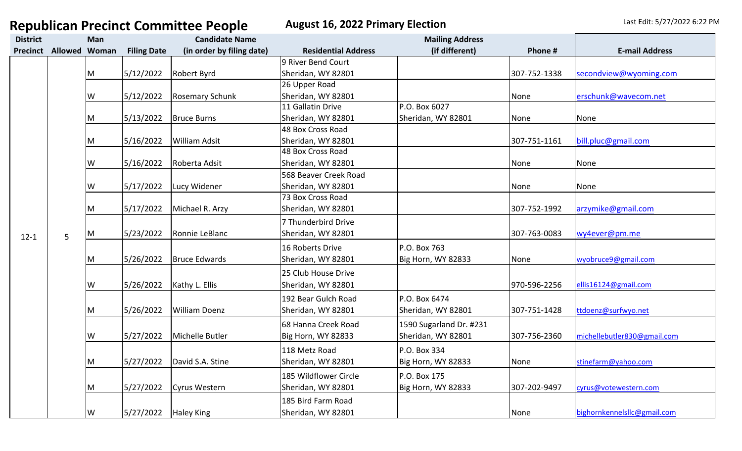# Republican Precinct Committee People

**August 16, 2022 Primary Election**

Last Edit: 5/27/2022 6:22 PM

| District Precinct | Allowed | Man Woman | Filing Date | Candidate Name (in order by filing date) | Residential Address | Mailing Address (if different) | Phone # | E-mail Address |
|---|---|---|---|---|---|---|---|---|
| 12-1 | 5 | M | 5/12/2022 | Robert Byrd | 9 River Bend Court Sheridan, WY 82801 | | 307-752-1338 | secondview@wyoming.com |
| | | W | 5/12/2022 | Rosemary Schunk | 26 Upper Road Sheridan, WY 82801 | | None | erschunk@wavecom.net |
| | | M | 5/13/2022 | Bruce Burns | 11 Gallatin Drive Sheridan, WY 82801 | P.O. Box 6027 Sheridan, WY 82801 | None | None |
| | | M | 5/16/2022 | William Adsit | 48 Box Cross Road Sheridan, WY 82801 | | 307-751-1161 | bill.pluc@gmail.com |
| | | W | 5/16/2022 | Roberta Adsit | 48 Box Cross Road Sheridan, WY 82801 | | None | None |
| | | W | 5/17/2022 | Lucy Widener | 568 Beaver Creek Road Sheridan, WY 82801 | | None | None |
| | | M | 5/17/2022 | Michael R. Arzy | 73 Box Cross Road Sheridan, WY 82801 | | 307-752-1992 | arzymike@gmail.com |
| | | M | 5/23/2022 | Ronnie LeBlanc | 7 Thunderbird Drive Sheridan, WY 82801 | | 307-763-0083 | wy4ever@pm.me |
| | | M | 5/26/2022 | Bruce Edwards | 16 Roberts Drive Sheridan, WY 82801 | P.O. Box 763 Big Horn, WY 82833 | None | wyobruce9@gmail.com |
| | | W | 5/26/2022 | Kathy L. Ellis | 25 Club House Drive Sheridan, WY 82801 | | 970-596-2256 | ellis16124@gmail.com |
| | | M | 5/26/2022 | William Doenz | 192 Bear Gulch Road Sheridan, WY 82801 | P.O. Box 6474 Sheridan, WY 82801 | 307-751-1428 | ttdoenz@surfwyo.net |
| | | W | 5/27/2022 | Michelle Butler | 68 Hanna Creek Road Big Horn, WY 82833 | 1590 Sugarland Dr. #231 Sheridan, WY 82801 | 307-756-2360 | michellebutler830@gmail.com |
| | | M | 5/27/2022 | David S.A. Stine | 118 Metz Road Sheridan, WY 82801 | P.O. Box 334 Big Horn, WY 82833 | None | stinefarm@yahoo.com |
| | | M | 5/27/2022 | Cyrus Western | 185 Wildflower Circle Sheridan, WY 82801 | P.O. Box 175 Big Horn, WY 82833 | 307-202-9497 | cyrus@votewestern.com |
| | | W | 5/27/2022 | Haley King | 185 Bird Farm Road Sheridan, WY 82801 | | None | bighornkennelsllc@gmail.com |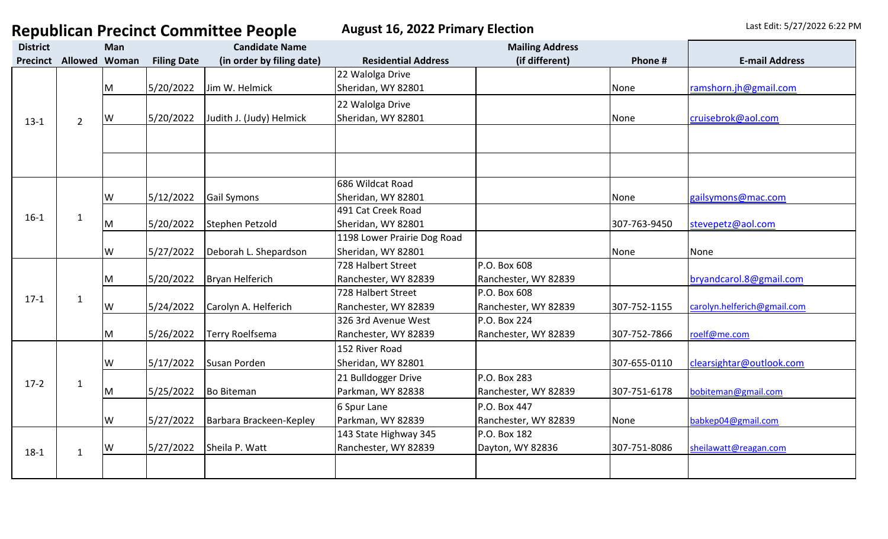# Republican Precinct Committee People

**August 16, 2022 Primary Election**

Last Edit: 5/27/2022 6:22 PM

| District Precinct | Allowed | Man Woman | Filing Date | Candidate Name (in order by filing date) | Residential Address | Mailing Address (if different) | Phone # | E-mail Address |
|---|---|---|---|---|---|---|---|---|
| 13-1 | 2 | M | 5/20/2022 | Jim W. Helmick | 22 Walolga Drive Sheridan, WY 82801 | | None | ramshorn.jh@gmail.com |
| | | W | 5/20/2022 | Judith J. (Judy) Helmick | 22 Walolga Drive Sheridan, WY 82801 | | None | cruisebrok@aol.com |
| | | | | | | | | |
| | | | | | | | | |
| 16-1 | 1 | W | 5/12/2022 | Gail Symons | 686 Wildcat Road Sheridan, WY 82801 | | None | gailsymons@mac.com |
| | | M | 5/20/2022 | Stephen Petzold | 491 Cat Creek Road Sheridan, WY 82801 | | 307-763-9450 | stevepetz@aol.com |
| | | W | 5/27/2022 | Deborah L. Shepardson | 1198 Lower Prairie Dog Road Sheridan, WY 82801 | | None | None |
| 17-1 | 1 | M | 5/20/2022 | Bryan Helferich | 728 Halbert Street Ranchester, WY 82839 | P.O. Box 608 Ranchester, WY 82839 | | bryandcarol.8@gmail.com |
| | | W | 5/24/2022 | Carolyn A. Helferich | 728 Halbert Street Ranchester, WY 82839 | P.O. Box 608 Ranchester, WY 82839 | 307-752-1155 | carolyn.helferich@gmail.com |
| | | M | 5/26/2022 | Terry Roelfsema | 326 3rd Avenue West Ranchester, WY 82839 | P.O. Box 224 Ranchester, WY 82839 | 307-752-7866 | roelf@me.com |
| 17-2 | 1 | W | 5/17/2022 | Susan Porden | 152 River Road Sheridan, WY 82801 | | 307-655-0110 | clearsightar@outlook.com |
| | | M | 5/25/2022 | Bo Biteman | 21 Bulldogger Drive Parkman, WY 82838 | P.O. Box 283 Ranchester, WY 82839 | 307-751-6178 | bobiteman@gmail.com |
| | | W | 5/27/2022 | Barbara Brackeen-Kepley | 6 Spur Lane Parkman, WY 82839 | P.O. Box 447 Ranchester, WY 82839 | None | babkep04@gmail.com |
| 18-1 | 1 | W | 5/27/2022 | Sheila P. Watt | 143 State Highway 345 Ranchester, WY 82839 | P.O. Box 182 Dayton, WY 82836 | 307-751-8086 | sheilawatt@reagan.com |
| | | | | | | | | |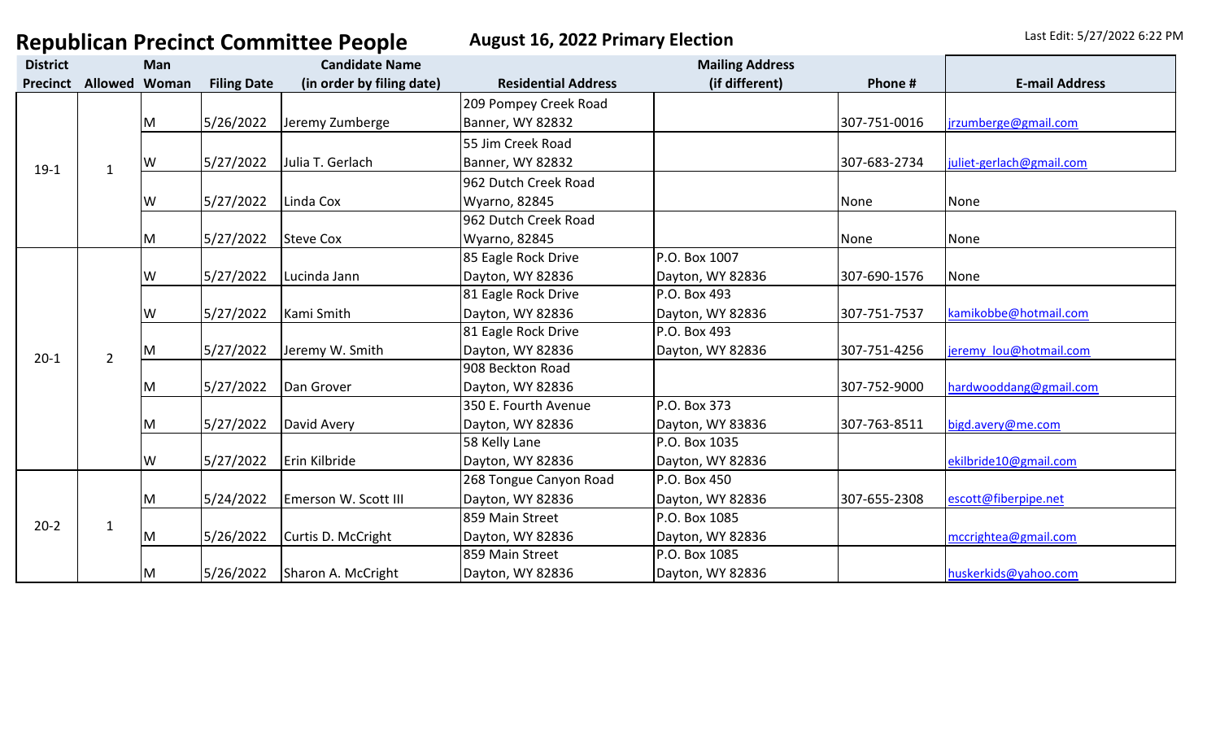# Republican Precinct Committee People

**August 16, 2022 Primary Election**

Last Edit: 5/27/2022 6:22 PM

| District Precinct | Allowed | Man Woman | Filing Date | Candidate Name (in order by filing date) | Residential Address | Mailing Address (if different) | Phone # | E-mail Address |
|---|---|---|---|---|---|---|---|---|
| 19-1 | 1 | M | 5/26/2022 | Jeremy Zumberge | 209 Pompey Creek Road Banner, WY 82832 | | 307-751-0016 | jrzumberge@gmail.com |
| | | W | 5/27/2022 | Julia T. Gerlach | 55 Jim Creek Road Banner, WY 82832 | | 307-683-2734 | juliet-gerlach@gmail.com |
| | | W | 5/27/2022 | Linda Cox | 962 Dutch Creek Road Wyarno, 82845 | | None | None |
| | | M | 5/27/2022 | Steve Cox | 962 Dutch Creek Road Wyarno, 82845 | | None | None |
| 20-1 | 2 | W | 5/27/2022 | Lucinda Jann | 85 Eagle Rock Drive Dayton, WY 82836 | P.O. Box 1007 Dayton, WY 82836 | 307-690-1576 | None |
| | | W | 5/27/2022 | Kami Smith | 81 Eagle Rock Drive Dayton, WY 82836 | P.O. Box 493 Dayton, WY 82836 | 307-751-7537 | kamikobbe@hotmail.com |
| | | M | 5/27/2022 | Jeremy W. Smith | 81 Eagle Rock Drive Dayton, WY 82836 | P.O. Box 493 Dayton, WY 82836 | 307-751-4256 | jeremy_lou@hotmail.com |
| | | M | 5/27/2022 | Dan Grover | 908 Beckton Road Dayton, WY 82836 | | 307-752-9000 | hardwooddang@gmail.com |
| | | M | 5/27/2022 | David Avery | 350 E. Fourth Avenue Dayton, WY 82836 | P.O. Box 373 Dayton, WY 83836 | 307-763-8511 | bigd.avery@me.com |
| | | W | 5/27/2022 | Erin Kilbride | 58 Kelly Lane Dayton, WY 82836 | P.O. Box 1035 Dayton, WY 82836 | | ekilbride10@gmail.com |
| 20-2 | 1 | M | 5/24/2022 | Emerson W. Scott III | 268 Tongue Canyon Road Dayton, WY 82836 | P.O. Box 450 Dayton, WY 82836 | 307-655-2308 | escott@fiberpipe.net |
| | | M | 5/26/2022 | Curtis D. McCright | 859 Main Street Dayton, WY 82836 | P.O. Box 1085 Dayton, WY 82836 | | mccrightea@gmail.com |
| | | M | 5/26/2022 | Sharon A. McCright | 859 Main Street Dayton, WY 82836 | P.O. Box 1085 Dayton, WY 82836 | | huskerkids@yahoo.com |